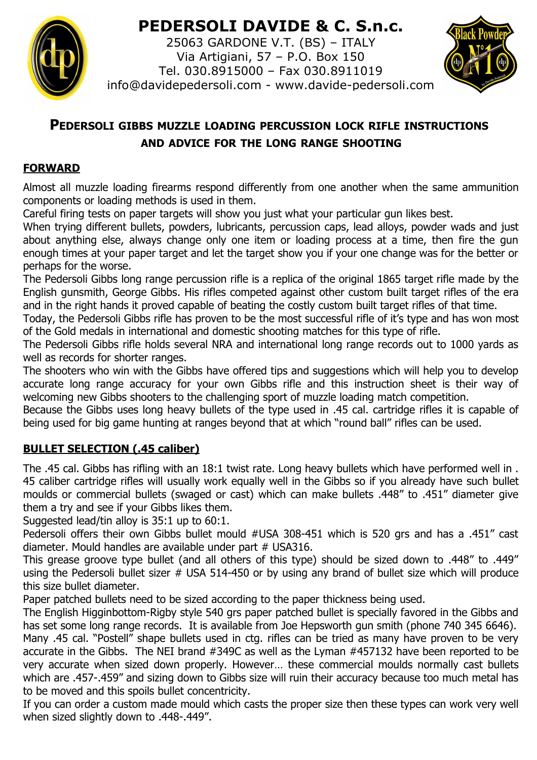# PEDERSOLI DAVIDE & C. S.n.c.

25063 GARDONE V.T. (BS) – ITALY
Via Artigiani, 57 – P.O. Box 150
Tel. 030.8915000 – Fax 030.8911019
info@davidepedersoli.com - www.davide-pedersoli.com

## PEDERSOLI GIBBS MUZZLE LOADING PERCUSSION LOCK RIFLE INSTRUCTIONS AND ADVICE FOR THE LONG RANGE SHOOTING

### FORWARD

Almost all muzzle loading firearms respond differently from one another when the same ammunition components or loading methods is used in them.

Careful firing tests on paper targets will show you just what your particular gun likes best.

When trying different bullets, powders, lubricants, percussion caps, lead alloys, powder wads and just about anything else, always change only one item or loading process at a time, then fire the gun enough times at your paper target and let the target show you if your one change was for the better or perhaps for the worse.

The Pedersoli Gibbs long range percussion rifle is a replica of the original 1865 target rifle made by the English gunsmith, George Gibbs. His rifles competed against other custom built target rifles of the era and in the right hands it proved capable of beating the costly custom built target rifles of that time.

Today, the Pedersoli Gibbs rifle has proven to be the most successful rifle of it's type and has won most of the Gold medals in international and domestic shooting matches for this type of rifle.

The Pedersoli Gibbs rifle holds several NRA and international long range records out to 1000 yards as well as records for shorter ranges.

The shooters who win with the Gibbs have offered tips and suggestions which will help you to develop accurate long range accuracy for your own Gibbs rifle and this instruction sheet is their way of welcoming new Gibbs shooters to the challenging sport of muzzle loading match competition.

Because the Gibbs uses long heavy bullets of the type used in .45 cal. cartridge rifles it is capable of being used for big game hunting at ranges beyond that at which "round ball" rifles can be used.

### BULLET SELECTION (.45 caliber)

The .45 cal. Gibbs has rifling with an 18:1 twist rate. Long heavy bullets which have performed well in .45 caliber cartridge rifles will usually work equally well in the Gibbs so if you already have such bullet moulds or commercial bullets (swaged or cast) which can make bullets .448" to .451" diameter give them a try and see if your Gibbs likes them.

Suggested lead/tin alloy is 35:1 up to 60:1.

Pedersoli offers their own Gibbs bullet mould #USA 308-451 which is 520 grs and has a .451" cast diameter. Mould handles are available under part # USA316.

This grease groove type bullet (and all others of this type) should be sized down to .448" to .449" using the Pedersoli bullet sizer # USA 514-450 or by using any brand of bullet size which will produce this size bullet diameter.

Paper patched bullets need to be sized according to the paper thickness being used.

The English Higginbottom-Rigby style 540 grs paper patched bullet is specially favored in the Gibbs and has set some long range records. It is available from Joe Hepsworth gun smith (phone 740 345 6646).

Many .45 cal. "Postell" shape bullets used in ctg. rifles can be tried as many have proven to be very accurate in the Gibbs. The NEI brand #349C as well as the Lyman #457132 have been reported to be very accurate when sized down properly. However… these commercial moulds normally cast bullets which are .457-.459" and sizing down to Gibbs size will ruin their accuracy because too much metal has to be moved and this spoils bullet concentricity.

If you can order a custom made mould which casts the proper size then these types can work very well when sized slightly down to .448-.449".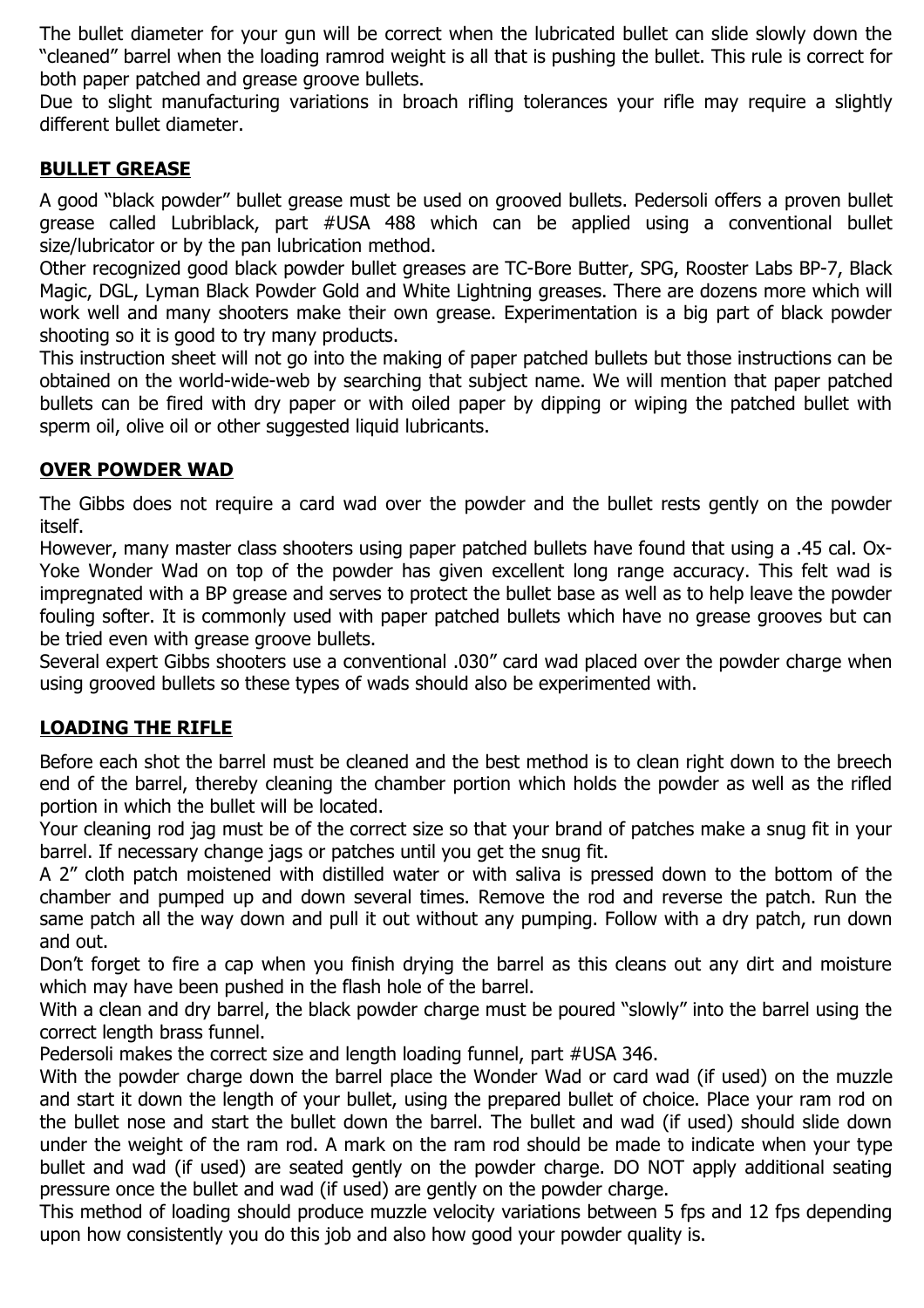The bullet diameter for your gun will be correct when the lubricated bullet can slide slowly down the "cleaned" barrel when the loading ramrod weight is all that is pushing the bullet. This rule is correct for both paper patched and grease groove bullets.
Due to slight manufacturing variations in broach rifling tolerances your rifle may require a slightly different bullet diameter.

## BULLET GREASE

A good "black powder" bullet grease must be used on grooved bullets. Pedersoli offers a proven bullet grease called Lubriblack, part #USA 488 which can be applied using a conventional bullet size/lubricator or by the pan lubrication method.
Other recognized good black powder bullet greases are TC-Bore Butter, SPG, Rooster Labs BP-7, Black Magic, DGL, Lyman Black Powder Gold and White Lightning greases. There are dozens more which will work well and many shooters make their own grease. Experimentation is a big part of black powder shooting so it is good to try many products.
This instruction sheet will not go into the making of paper patched bullets but those instructions can be obtained on the world-wide-web by searching that subject name. We will mention that paper patched bullets can be fired with dry paper or with oiled paper by dipping or wiping the patched bullet with sperm oil, olive oil or other suggested liquid lubricants.

## OVER POWDER WAD

The Gibbs does not require a card wad over the powder and the bullet rests gently on the powder itself.
However, many master class shooters using paper patched bullets have found that using a .45 cal. Ox-Yoke Wonder Wad on top of the powder has given excellent long range accuracy. This felt wad is impregnated with a BP grease and serves to protect the bullet base as well as to help leave the powder fouling softer. It is commonly used with paper patched bullets which have no grease grooves but can be tried even with grease groove bullets.
Several expert Gibbs shooters use a conventional .030" card wad placed over the powder charge when using grooved bullets so these types of wads should also be experimented with.

## LOADING THE RIFLE

Before each shot the barrel must be cleaned and the best method is to clean right down to the breech end of the barrel, thereby cleaning the chamber portion which holds the powder as well as the rifled portion in which the bullet will be located.
Your cleaning rod jag must be of the correct size so that your brand of patches make a snug fit in your barrel. If necessary change jags or patches until you get the snug fit.
A 2" cloth patch moistened with distilled water or with saliva is pressed down to the bottom of the chamber and pumped up and down several times. Remove the rod and reverse the patch. Run the same patch all the way down and pull it out without any pumping. Follow with a dry patch, run down and out.
Don't forget to fire a cap when you finish drying the barrel as this cleans out any dirt and moisture which may have been pushed in the flash hole of the barrel.
With a clean and dry barrel, the black powder charge must be poured "slowly" into the barrel using the correct length brass funnel.
Pedersoli makes the correct size and length loading funnel, part #USA 346.
With the powder charge down the barrel place the Wonder Wad or card wad (if used) on the muzzle and start it down the length of your bullet, using the prepared bullet of choice. Place your ram rod on the bullet nose and start the bullet down the barrel. The bullet and wad (if used) should slide down under the weight of the ram rod. A mark on the ram rod should be made to indicate when your type bullet and wad (if used) are seated gently on the powder charge. DO NOT apply additional seating pressure once the bullet and wad (if used) are gently on the powder charge.
This method of loading should produce muzzle velocity variations between 5 fps and 12 fps depending upon how consistently you do this job and also how good your powder quality is.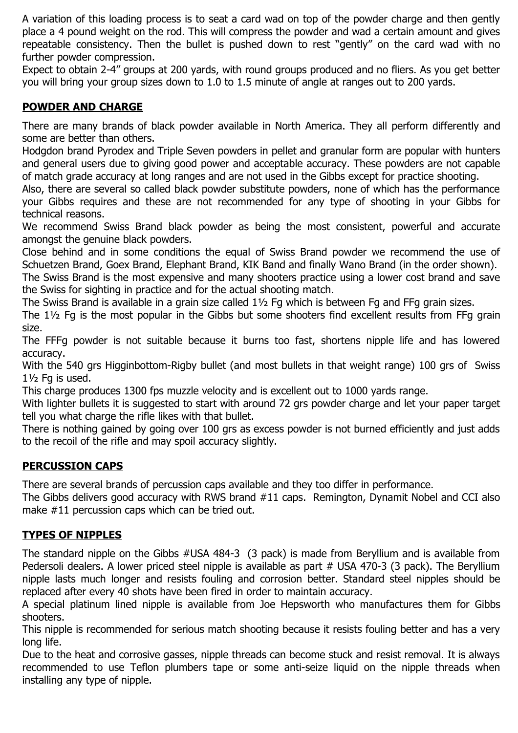A variation of this loading process is to seat a card wad on top of the powder charge and then gently place a 4 pound weight on the rod. This will compress the powder and wad a certain amount and gives repeatable consistency. Then the bullet is pushed down to rest “gently” on the card wad with no further powder compression.
Expect to obtain 2-4” groups at 200 yards, with round groups produced and no fliers. As you get better you will bring your group sizes down to 1.0 to 1.5 minute of angle at ranges out to 200 yards.

## POWDER AND CHARGE

There are many brands of black powder available in North America. They all perform differently and some are better than others.
Hodgdon brand Pyrodex and Triple Seven powders in pellet and granular form are popular with hunters and general users due to giving good power and acceptable accuracy. These powders are not capable of match grade accuracy at long ranges and are not used in the Gibbs except for practice shooting.
Also, there are several so called black powder substitute powders, none of which has the performance your Gibbs requires and these are not recommended for any type of shooting in your Gibbs for technical reasons.
We recommend Swiss Brand black powder as being the most consistent, powerful and accurate amongst the genuine black powders.
Close behind and in some conditions the equal of Swiss Brand powder we recommend the use of Schuetzen Brand, Goex Brand, Elephant Brand, KIK Band and finally Wano Brand (in the order shown).
The Swiss Brand is the most expensive and many shooters practice using a lower cost brand and save the Swiss for sighting in practice and for the actual shooting match.
The Swiss Brand is available in a grain size called 1½ Fg which is between Fg and FFg grain sizes.
The 1½ Fg is the most popular in the Gibbs but some shooters find excellent results from FFg grain size.
The FFFg powder is not suitable because it burns too fast, shortens nipple life and has lowered accuracy.
With the 540 grs Higginbottom-Rigby bullet (and most bullets in that weight range) 100 grs of Swiss 1½ Fg is used.
This charge produces 1300 fps muzzle velocity and is excellent out to 1000 yards range.
With lighter bullets it is suggested to start with around 72 grs powder charge and let your paper target tell you what charge the rifle likes with that bullet.
There is nothing gained by going over 100 grs as excess powder is not burned efficiently and just adds to the recoil of the rifle and may spoil accuracy slightly.

## PERCUSSION CAPS

There are several brands of percussion caps available and they too differ in performance.
The Gibbs delivers good accuracy with RWS brand #11 caps. Remington, Dynamit Nobel and CCI also make #11 percussion caps which can be tried out.

## TYPES OF NIPPLES

The standard nipple on the Gibbs #USA 484-3 (3 pack) is made from Beryllium and is available from Pedersoli dealers. A lower priced steel nipple is available as part # USA 470-3 (3 pack). The Beryllium nipple lasts much longer and resists fouling and corrosion better. Standard steel nipples should be replaced after every 40 shots have been fired in order to maintain accuracy.
A special platinum lined nipple is available from Joe Hepsworth who manufactures them for Gibbs shooters.
This nipple is recommended for serious match shooting because it resists fouling better and has a very long life.
Due to the heat and corrosive gasses, nipple threads can become stuck and resist removal. It is always recommended to use Teflon plumbers tape or some anti-seize liquid on the nipple threads when installing any type of nipple.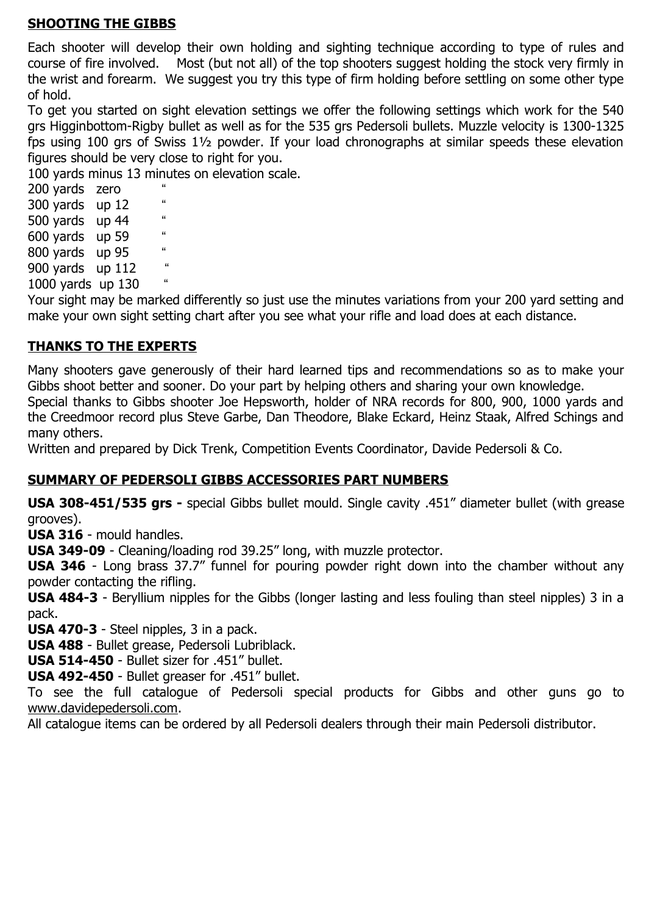## SHOOTING THE GIBBS

Each shooter will develop their own holding and sighting technique according to type of rules and course of fire involved. Most (but not all) of the top shooters suggest holding the stock very firmly in the wrist and forearm. We suggest you try this type of firm holding before settling on some other type of hold.

To get you started on sight elevation settings we offer the following settings which work for the 540 grs Higginbottom-Rigby bullet as well as for the 535 grs Pedersoli bullets. Muzzle velocity is 1300-1325 fps using 100 grs of Swiss 1½ powder. If your load chronographs at similar speeds these elevation figures should be very close to right for you.

100 yards minus 13 minutes on elevation scale.
200 yards zero "
300 yards up 12 "
500 yards up 44 "
600 yards up 59 "
800 yards up 95 "
900 yards up 112 "
1000 yards up 130 "

Your sight may be marked differently so just use the minutes variations from your 200 yard setting and make your own sight setting chart after you see what your rifle and load does at each distance.

## THANKS TO THE EXPERTS

Many shooters gave generously of their hard learned tips and recommendations so as to make your Gibbs shoot better and sooner. Do your part by helping others and sharing your own knowledge.

Special thanks to Gibbs shooter Joe Hepsworth, holder of NRA records for 800, 900, 1000 yards and the Creedmoor record plus Steve Garbe, Dan Theodore, Blake Eckard, Heinz Staak, Alfred Schings and many others.

Written and prepared by Dick Trenk, Competition Events Coordinator, Davide Pedersoli & Co.

## SUMMARY OF PEDERSOLI GIBBS ACCESSORIES PART NUMBERS

**USA 308-451/535 grs -** special Gibbs bullet mould. Single cavity .451" diameter bullet (with grease grooves).

**USA 316** - mould handles.

**USA 349-09** - Cleaning/loading rod 39.25" long, with muzzle protector.

**USA 346** - Long brass 37.7" funnel for pouring powder right down into the chamber without any powder contacting the rifling.

**USA 484-3** - Beryllium nipples for the Gibbs (longer lasting and less fouling than steel nipples) 3 in a pack.

**USA 470-3** - Steel nipples, 3 in a pack.

**USA 488** - Bullet grease, Pedersoli Lubriblack.

**USA 514-450** - Bullet sizer for .451" bullet.

**USA 492-450** - Bullet greaser for .451" bullet.

To see the full catalogue of Pedersoli special products for Gibbs and other guns go to www.davidepedersoli.com.

All catalogue items can be ordered by all Pedersoli dealers through their main Pedersoli distributor.